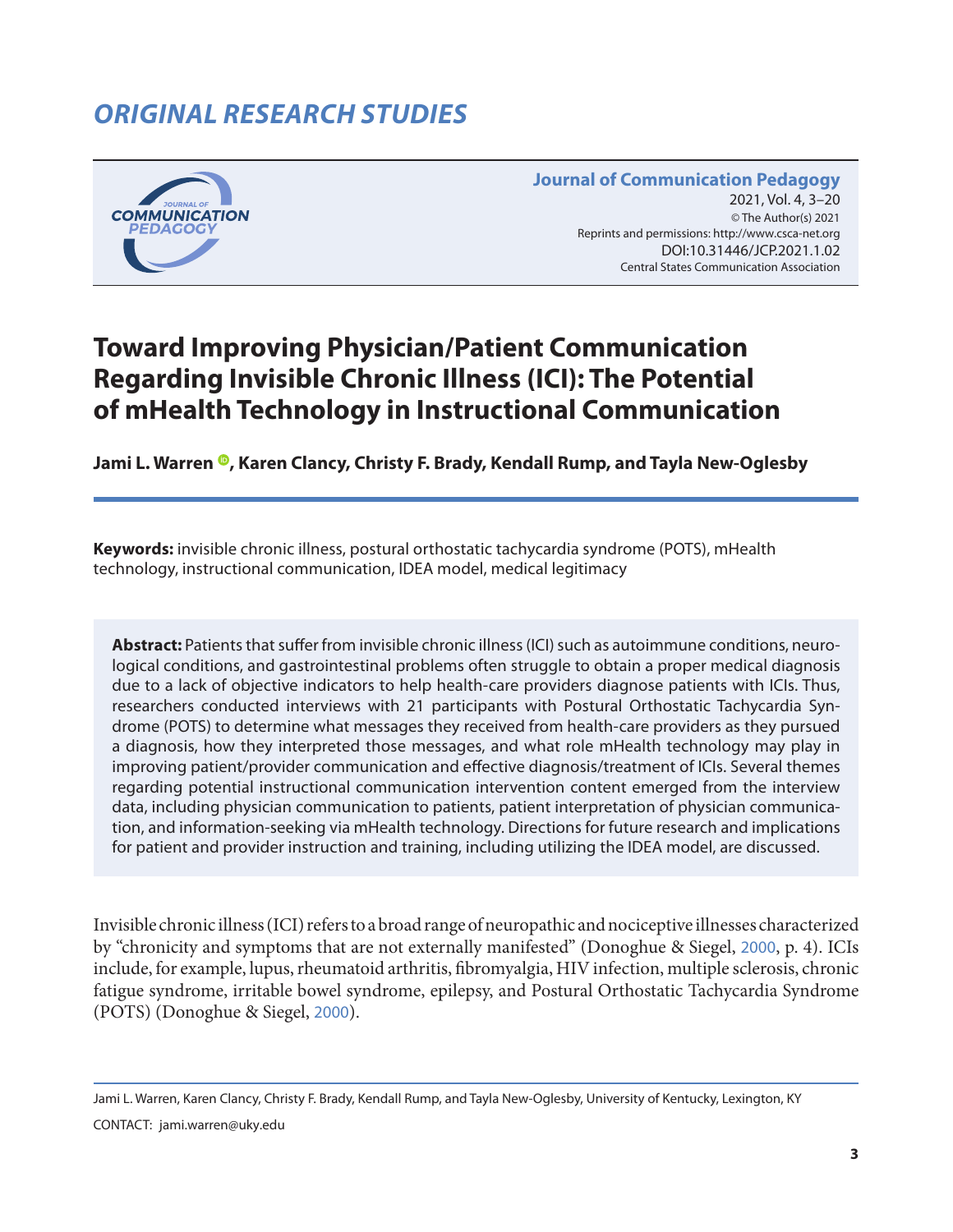# ORIGINAL RESEARCH STUDIES

**Journal of Communication Pedagogy**
2021, Vol. 4, 3–20
© The Author(s) 2021
Reprints and permissions: http://www.csca-net.org
DOI:10.31446/JCP.2021.1.02
Central States Communication Association

## Toward Improving Physician/Patient Communication Regarding Invisible Chronic Illness (ICI): The Potential of mHealth Technology in Instructional Communication

**Jami L. Warren, Karen Clancy, Christy F. Brady, Kendall Rump, and Tayla New-Oglesby**

**Keywords:** invisible chronic illness, postural orthostatic tachycardia syndrome (POTS), mHealth technology, instructional communication, IDEA model, medical legitimacy

**Abstract:** Patients that suffer from invisible chronic illness (ICI) such as autoimmune conditions, neurological conditions, and gastrointestinal problems often struggle to obtain a proper medical diagnosis due to a lack of objective indicators to help health-care providers diagnose patients with ICIs. Thus, researchers conducted interviews with 21 participants with Postural Orthostatic Tachycardia Syndrome (POTS) to determine what messages they received from health-care providers as they pursued a diagnosis, how they interpreted those messages, and what role mHealth technology may play in improving patient/provider communication and effective diagnosis/treatment of ICIs. Several themes regarding potential instructional communication intervention content emerged from the interview data, including physician communication to patients, patient interpretation of physician communication, and information-seeking via mHealth technology. Directions for future research and implications for patient and provider instruction and training, including utilizing the IDEA model, are discussed.

Invisible chronic illness (ICI) refers to a broad range of neuropathic and nociceptive illnesses characterized by "chronicity and symptoms that are not externally manifested" (Donoghue & Siegel, 2000, p. 4). ICIs include, for example, lupus, rheumatoid arthritis, fibromyalgia, HIV infection, multiple sclerosis, chronic fatigue syndrome, irritable bowel syndrome, epilepsy, and Postural Orthostatic Tachycardia Syndrome (POTS) (Donoghue & Siegel, 2000).

Jami L. Warren, Karen Clancy, Christy F. Brady, Kendall Rump, and Tayla New-Oglesby, University of Kentucky, Lexington, KY

CONTACT: jami.warren@uky.edu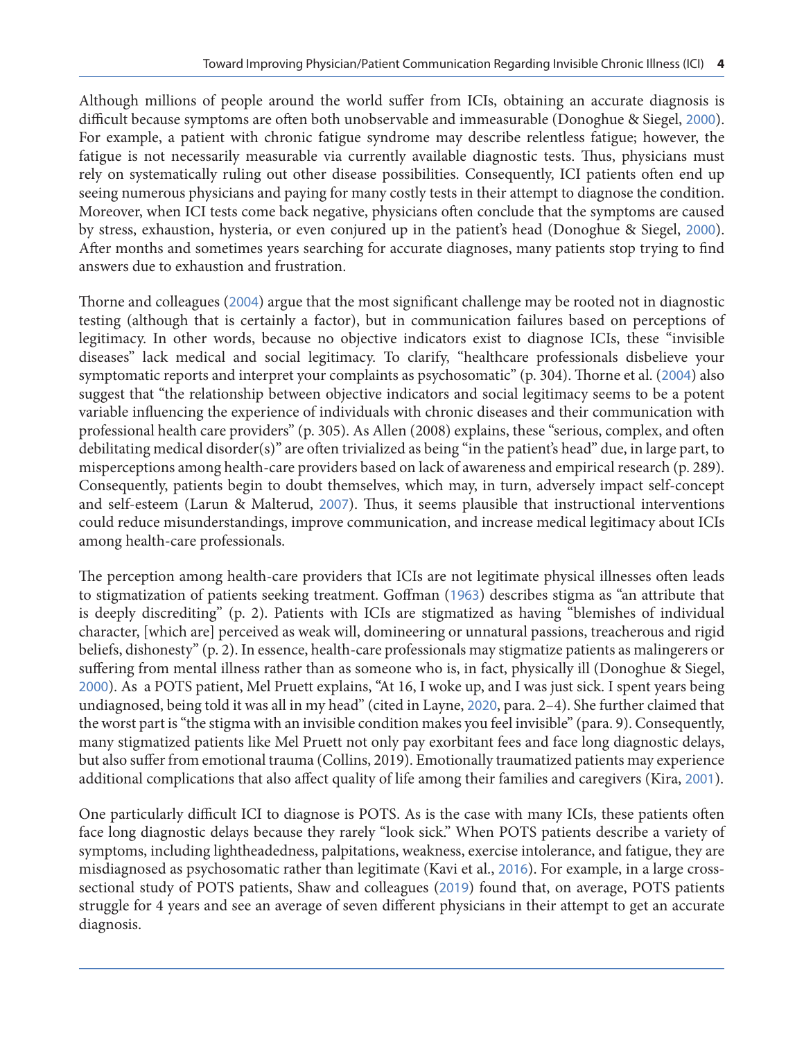Although millions of people around the world suffer from ICIs, obtaining an accurate diagnosis is difficult because symptoms are often both unobservable and immeasurable (Donoghue & Siegel, 2000). For example, a patient with chronic fatigue syndrome may describe relentless fatigue; however, the fatigue is not necessarily measurable via currently available diagnostic tests. Thus, physicians must rely on systematically ruling out other disease possibilities. Consequently, ICI patients often end up seeing numerous physicians and paying for many costly tests in their attempt to diagnose the condition. Moreover, when ICI tests come back negative, physicians often conclude that the symptoms are caused by stress, exhaustion, hysteria, or even conjured up in the patient's head (Donoghue & Siegel, 2000). After months and sometimes years searching for accurate diagnoses, many patients stop trying to find answers due to exhaustion and frustration.

Thorne and colleagues (2004) argue that the most significant challenge may be rooted not in diagnostic testing (although that is certainly a factor), but in communication failures based on perceptions of legitimacy. In other words, because no objective indicators exist to diagnose ICIs, these "invisible diseases" lack medical and social legitimacy. To clarify, "healthcare professionals disbelieve your symptomatic reports and interpret your complaints as psychosomatic" (p. 304). Thorne et al. (2004) also suggest that "the relationship between objective indicators and social legitimacy seems to be a potent variable influencing the experience of individuals with chronic diseases and their communication with professional health care providers" (p. 305). As Allen (2008) explains, these "serious, complex, and often debilitating medical disorder(s)" are often trivialized as being "in the patient's head" due, in large part, to misperceptions among health-care providers based on lack of awareness and empirical research (p. 289). Consequently, patients begin to doubt themselves, which may, in turn, adversely impact self-concept and self-esteem (Larun & Malterud, 2007). Thus, it seems plausible that instructional interventions could reduce misunderstandings, improve communication, and increase medical legitimacy about ICIs among health-care professionals.

The perception among health-care providers that ICIs are not legitimate physical illnesses often leads to stigmatization of patients seeking treatment. Goffman (1963) describes stigma as "an attribute that is deeply discrediting" (p. 2). Patients with ICIs are stigmatized as having "blemishes of individual character, [which are] perceived as weak will, domineering or unnatural passions, treacherous and rigid beliefs, dishonesty" (p. 2). In essence, health-care professionals may stigmatize patients as malingerers or suffering from mental illness rather than as someone who is, in fact, physically ill (Donoghue & Siegel, 2000). As a POTS patient, Mel Pruett explains, "At 16, I woke up, and I was just sick. I spent years being undiagnosed, being told it was all in my head" (cited in Layne, 2020, para. 2–4). She further claimed that the worst part is "the stigma with an invisible condition makes you feel invisible" (para. 9). Consequently, many stigmatized patients like Mel Pruett not only pay exorbitant fees and face long diagnostic delays, but also suffer from emotional trauma (Collins, 2019). Emotionally traumatized patients may experience additional complications that also affect quality of life among their families and caregivers (Kira, 2001).

One particularly difficult ICI to diagnose is POTS. As is the case with many ICIs, these patients often face long diagnostic delays because they rarely "look sick." When POTS patients describe a variety of symptoms, including lightheadedness, palpitations, weakness, exercise intolerance, and fatigue, they are misdiagnosed as psychosomatic rather than legitimate (Kavi et al., 2016). For example, in a large cross-sectional study of POTS patients, Shaw and colleagues (2019) found that, on average, POTS patients struggle for 4 years and see an average of seven different physicians in their attempt to get an accurate diagnosis.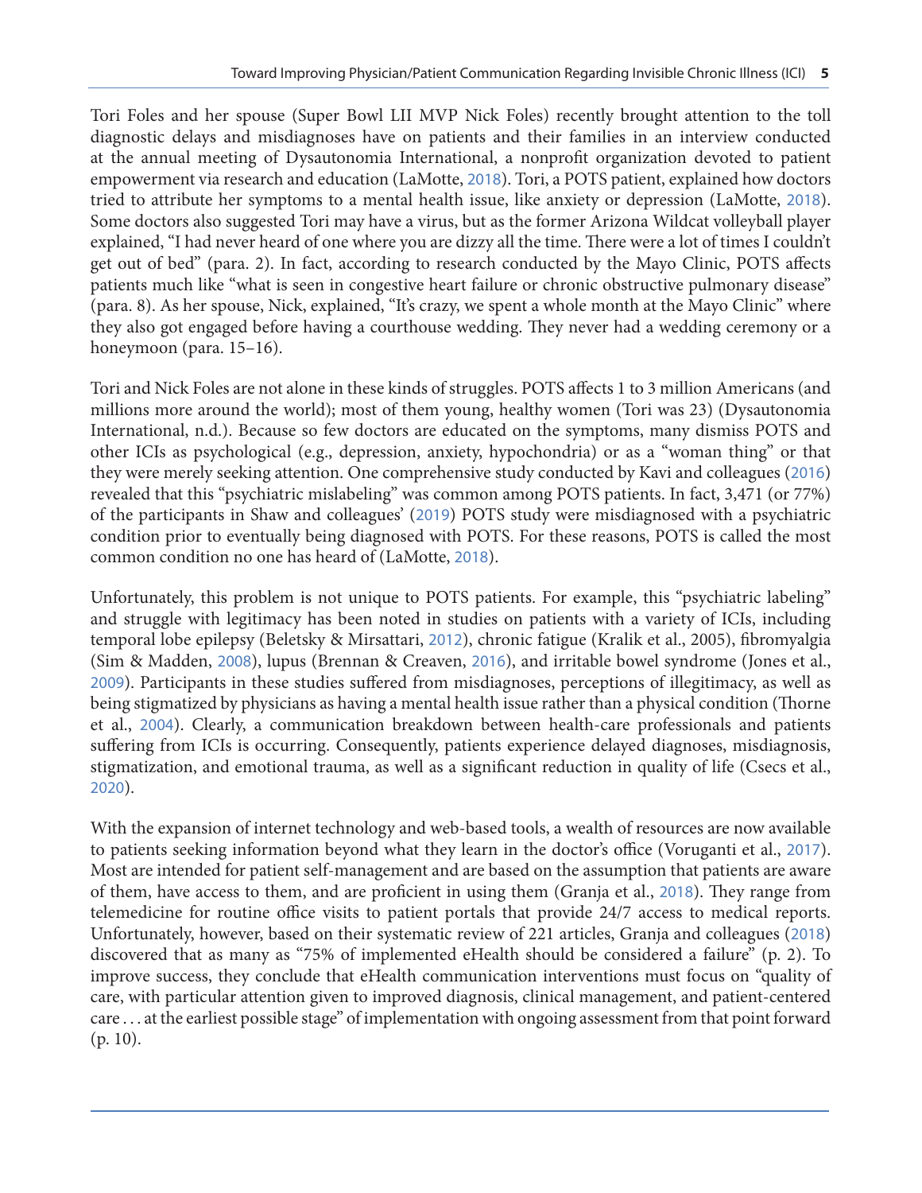Tori Foles and her spouse (Super Bowl LII MVP Nick Foles) recently brought attention to the toll diagnostic delays and misdiagnoses have on patients and their families in an interview conducted at the annual meeting of Dysautonomia International, a nonprofit organization devoted to patient empowerment via research and education (LaMotte, 2018). Tori, a POTS patient, explained how doctors tried to attribute her symptoms to a mental health issue, like anxiety or depression (LaMotte, 2018). Some doctors also suggested Tori may have a virus, but as the former Arizona Wildcat volleyball player explained, "I had never heard of one where you are dizzy all the time. There were a lot of times I couldn't get out of bed" (para. 2). In fact, according to research conducted by the Mayo Clinic, POTS affects patients much like "what is seen in congestive heart failure or chronic obstructive pulmonary disease" (para. 8). As her spouse, Nick, explained, "It's crazy, we spent a whole month at the Mayo Clinic" where they also got engaged before having a courthouse wedding. They never had a wedding ceremony or a honeymoon (para. 15–16).

Tori and Nick Foles are not alone in these kinds of struggles. POTS affects 1 to 3 million Americans (and millions more around the world); most of them young, healthy women (Tori was 23) (Dysautonomia International, n.d.). Because so few doctors are educated on the symptoms, many dismiss POTS and other ICIs as psychological (e.g., depression, anxiety, hypochondria) or as a "woman thing" or that they were merely seeking attention. One comprehensive study conducted by Kavi and colleagues (2016) revealed that this "psychiatric mislabeling" was common among POTS patients. In fact, 3,471 (or 77%) of the participants in Shaw and colleagues' (2019) POTS study were misdiagnosed with a psychiatric condition prior to eventually being diagnosed with POTS. For these reasons, POTS is called the most common condition no one has heard of (LaMotte, 2018).

Unfortunately, this problem is not unique to POTS patients. For example, this "psychiatric labeling" and struggle with legitimacy has been noted in studies on patients with a variety of ICIs, including temporal lobe epilepsy (Beletsky & Mirsattari, 2012), chronic fatigue (Kralik et al., 2005), fibromyalgia (Sim & Madden, 2008), lupus (Brennan & Creaven, 2016), and irritable bowel syndrome (Jones et al., 2009). Participants in these studies suffered from misdiagnoses, perceptions of illegitimacy, as well as being stigmatized by physicians as having a mental health issue rather than a physical condition (Thorne et al., 2004). Clearly, a communication breakdown between health-care professionals and patients suffering from ICIs is occurring. Consequently, patients experience delayed diagnoses, misdiagnosis, stigmatization, and emotional trauma, as well as a significant reduction in quality of life (Csecs et al., 2020).

With the expansion of internet technology and web-based tools, a wealth of resources are now available to patients seeking information beyond what they learn in the doctor's office (Voruganti et al., 2017). Most are intended for patient self-management and are based on the assumption that patients are aware of them, have access to them, and are proficient in using them (Granja et al., 2018). They range from telemedicine for routine office visits to patient portals that provide 24/7 access to medical reports. Unfortunately, however, based on their systematic review of 221 articles, Granja and colleagues (2018) discovered that as many as "75% of implemented eHealth should be considered a failure" (p. 2). To improve success, they conclude that eHealth communication interventions must focus on "quality of care, with particular attention given to improved diagnosis, clinical management, and patient-centered care . . . at the earliest possible stage" of implementation with ongoing assessment from that point forward (p. 10).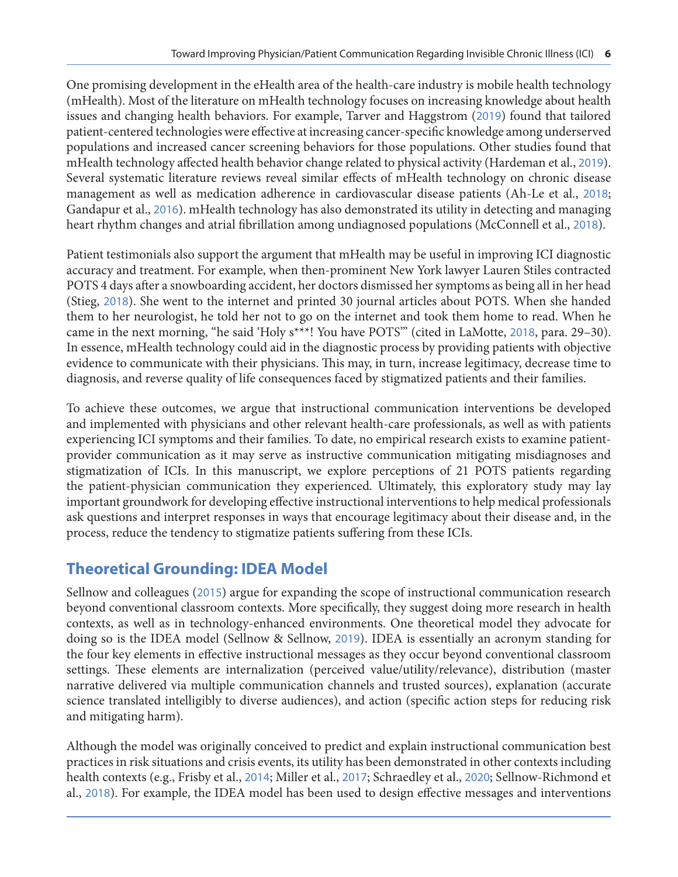One promising development in the eHealth area of the health-care industry is mobile health technology (mHealth). Most of the literature on mHealth technology focuses on increasing knowledge about health issues and changing health behaviors. For example, Tarver and Haggstrom (2019) found that tailored patient-centered technologies were effective at increasing cancer-specific knowledge among underserved populations and increased cancer screening behaviors for those populations. Other studies found that mHealth technology affected health behavior change related to physical activity (Hardeman et al., 2019). Several systematic literature reviews reveal similar effects of mHealth technology on chronic disease management as well as medication adherence in cardiovascular disease patients (Ah-Le et al., 2018; Gandapur et al., 2016). mHealth technology has also demonstrated its utility in detecting and managing heart rhythm changes and atrial fibrillation among undiagnosed populations (McConnell et al., 2018).

Patient testimonials also support the argument that mHealth may be useful in improving ICI diagnostic accuracy and treatment. For example, when then-prominent New York lawyer Lauren Stiles contracted POTS 4 days after a snowboarding accident, her doctors dismissed her symptoms as being all in her head (Stieg, 2018). She went to the internet and printed 30 journal articles about POTS. When she handed them to her neurologist, he told her not to go on the internet and took them home to read. When he came in the next morning, "he said 'Holy s***! You have POTS'" (cited in LaMotte, 2018, para. 29–30). In essence, mHealth technology could aid in the diagnostic process by providing patients with objective evidence to communicate with their physicians. This may, in turn, increase legitimacy, decrease time to diagnosis, and reverse quality of life consequences faced by stigmatized patients and their families.

To achieve these outcomes, we argue that instructional communication interventions be developed and implemented with physicians and other relevant health-care professionals, as well as with patients experiencing ICI symptoms and their families. To date, no empirical research exists to examine patient-provider communication as it may serve as instructive communication mitigating misdiagnoses and stigmatization of ICIs. In this manuscript, we explore perceptions of 21 POTS patients regarding the patient-physician communication they experienced. Ultimately, this exploratory study may lay important groundwork for developing effective instructional interventions to help medical professionals ask questions and interpret responses in ways that encourage legitimacy about their disease and, in the process, reduce the tendency to stigmatize patients suffering from these ICIs.

## Theoretical Grounding: IDEA Model

Sellnow and colleagues (2015) argue for expanding the scope of instructional communication research beyond conventional classroom contexts. More specifically, they suggest doing more research in health contexts, as well as in technology-enhanced environments. One theoretical model they advocate for doing so is the IDEA model (Sellnow & Sellnow, 2019). IDEA is essentially an acronym standing for the four key elements in effective instructional messages as they occur beyond conventional classroom settings. These elements are internalization (perceived value/utility/relevance), distribution (master narrative delivered via multiple communication channels and trusted sources), explanation (accurate science translated intelligibly to diverse audiences), and action (specific action steps for reducing risk and mitigating harm).

Although the model was originally conceived to predict and explain instructional communication best practices in risk situations and crisis events, its utility has been demonstrated in other contexts including health contexts (e.g., Frisby et al., 2014; Miller et al., 2017; Schraedley et al., 2020; Sellnow-Richmond et al., 2018). For example, the IDEA model has been used to design effective messages and interventions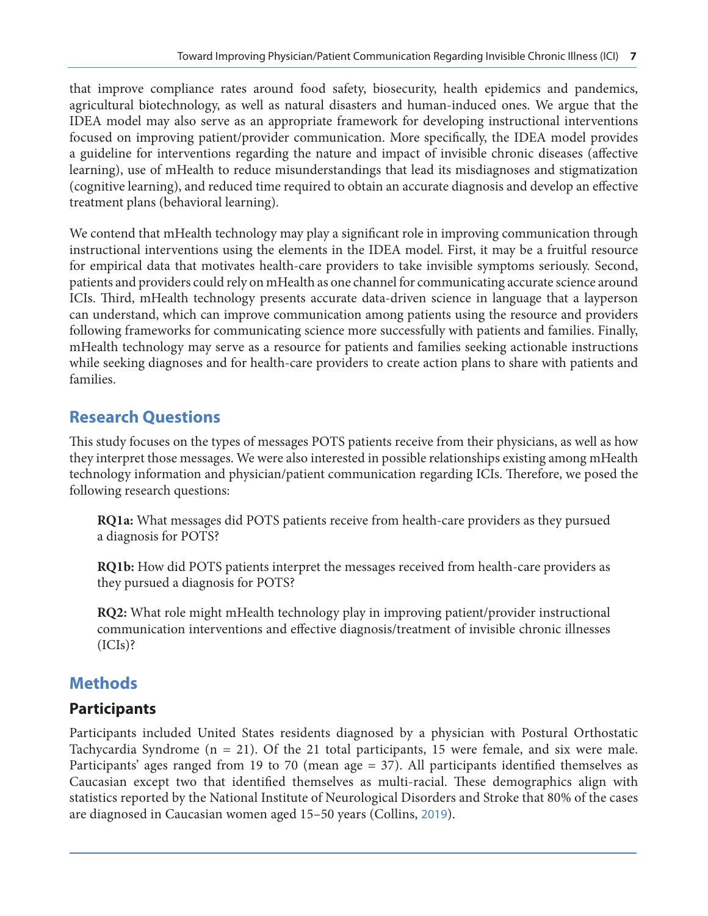that improve compliance rates around food safety, biosecurity, health epidemics and pandemics, agricultural biotechnology, as well as natural disasters and human-induced ones. We argue that the IDEA model may also serve as an appropriate framework for developing instructional interventions focused on improving patient/provider communication. More specifically, the IDEA model provides a guideline for interventions regarding the nature and impact of invisible chronic diseases (affective learning), use of mHealth to reduce misunderstandings that lead its misdiagnoses and stigmatization (cognitive learning), and reduced time required to obtain an accurate diagnosis and develop an effective treatment plans (behavioral learning).

We contend that mHealth technology may play a significant role in improving communication through instructional interventions using the elements in the IDEA model. First, it may be a fruitful resource for empirical data that motivates health-care providers to take invisible symptoms seriously. Second, patients and providers could rely on mHealth as one channel for communicating accurate science around ICIs. Third, mHealth technology presents accurate data-driven science in language that a layperson can understand, which can improve communication among patients using the resource and providers following frameworks for communicating science more successfully with patients and families. Finally, mHealth technology may serve as a resource for patients and families seeking actionable instructions while seeking diagnoses and for health-care providers to create action plans to share with patients and families.

## Research Questions

This study focuses on the types of messages POTS patients receive from their physicians, as well as how they interpret those messages. We were also interested in possible relationships existing among mHealth technology information and physician/patient communication regarding ICIs. Therefore, we posed the following research questions:

> **RQ1a:** What messages did POTS patients receive from health-care providers as they pursued a diagnosis for POTS?
>
> **RQ1b:** How did POTS patients interpret the messages received from health-care providers as they pursued a diagnosis for POTS?
>
> **RQ2:** What role might mHealth technology play in improving patient/provider instructional communication interventions and effective diagnosis/treatment of invisible chronic illnesses (ICIs)?

## Methods

### Participants

Participants included United States residents diagnosed by a physician with Postural Orthostatic Tachycardia Syndrome (n = 21). Of the 21 total participants, 15 were female, and six were male. Participants' ages ranged from 19 to 70 (mean age = 37). All participants identified themselves as Caucasian except two that identified themselves as multi-racial. These demographics align with statistics reported by the National Institute of Neurological Disorders and Stroke that 80% of the cases are diagnosed in Caucasian women aged 15–50 years (Collins, 2019).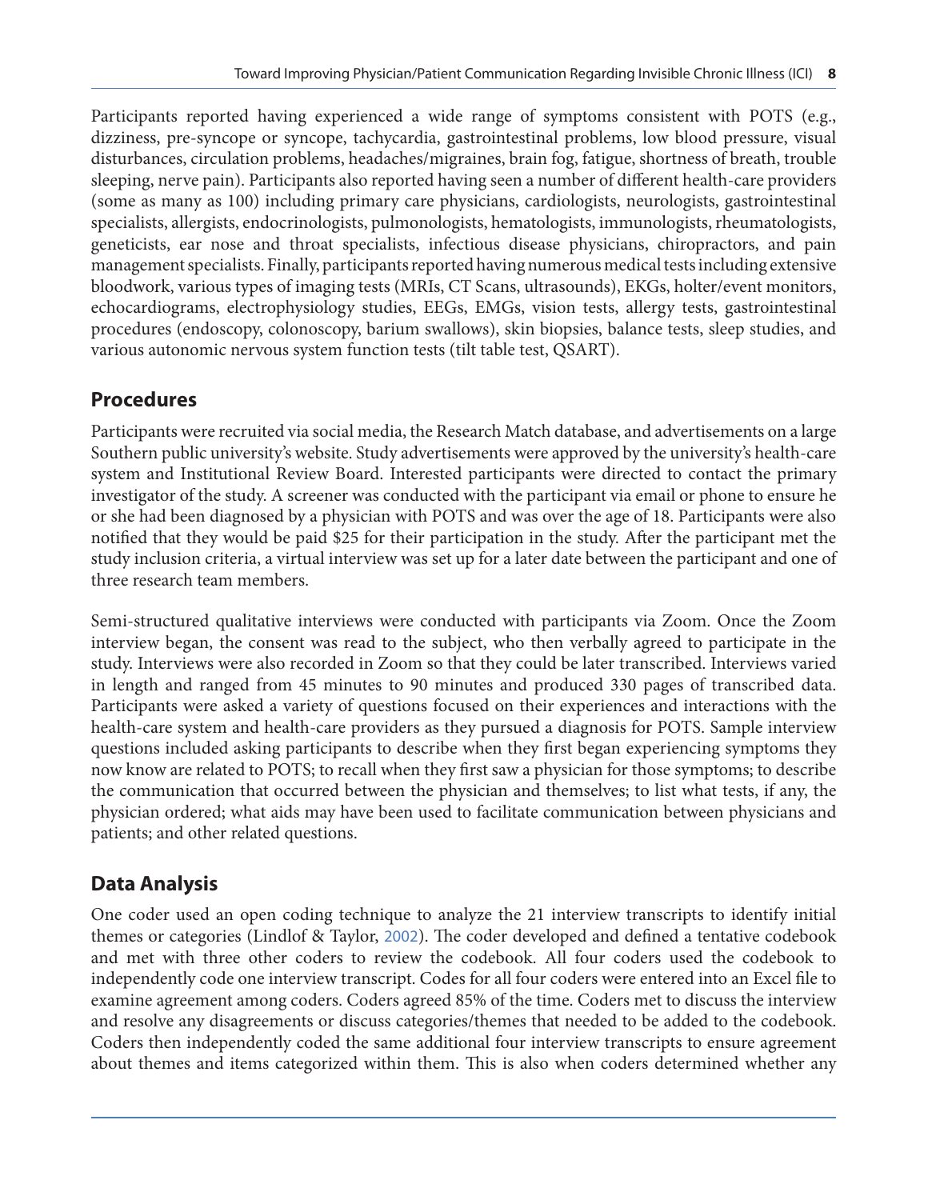Participants reported having experienced a wide range of symptoms consistent with POTS (e.g., dizziness, pre-syncope or syncope, tachycardia, gastrointestinal problems, low blood pressure, visual disturbances, circulation problems, headaches/migraines, brain fog, fatigue, shortness of breath, trouble sleeping, nerve pain). Participants also reported having seen a number of different health-care providers (some as many as 100) including primary care physicians, cardiologists, neurologists, gastrointestinal specialists, allergists, endocrinologists, pulmonologists, hematologists, immunologists, rheumatologists, geneticists, ear nose and throat specialists, infectious disease physicians, chiropractors, and pain management specialists. Finally, participants reported having numerous medical tests including extensive bloodwork, various types of imaging tests (MRIs, CT Scans, ultrasounds), EKGs, holter/event monitors, echocardiograms, electrophysiology studies, EEGs, EMGs, vision tests, allergy tests, gastrointestinal procedures (endoscopy, colonoscopy, barium swallows), skin biopsies, balance tests, sleep studies, and various autonomic nervous system function tests (tilt table test, QSART).

## Procedures

Participants were recruited via social media, the Research Match database, and advertisements on a large Southern public university's website. Study advertisements were approved by the university's health-care system and Institutional Review Board. Interested participants were directed to contact the primary investigator of the study. A screener was conducted with the participant via email or phone to ensure he or she had been diagnosed by a physician with POTS and was over the age of 18. Participants were also notified that they would be paid $25 for their participation in the study. After the participant met the study inclusion criteria, a virtual interview was set up for a later date between the participant and one of three research team members.

Semi-structured qualitative interviews were conducted with participants via Zoom. Once the Zoom interview began, the consent was read to the subject, who then verbally agreed to participate in the study. Interviews were also recorded in Zoom so that they could be later transcribed. Interviews varied in length and ranged from 45 minutes to 90 minutes and produced 330 pages of transcribed data. Participants were asked a variety of questions focused on their experiences and interactions with the health-care system and health-care providers as they pursued a diagnosis for POTS. Sample interview questions included asking participants to describe when they first began experiencing symptoms they now know are related to POTS; to recall when they first saw a physician for those symptoms; to describe the communication that occurred between the physician and themselves; to list what tests, if any, the physician ordered; what aids may have been used to facilitate communication between physicians and patients; and other related questions.

## Data Analysis

One coder used an open coding technique to analyze the 21 interview transcripts to identify initial themes or categories (Lindlof & Taylor, 2002). The coder developed and defined a tentative codebook and met with three other coders to review the codebook. All four coders used the codebook to independently code one interview transcript. Codes for all four coders were entered into an Excel file to examine agreement among coders. Coders agreed 85% of the time. Coders met to discuss the interview and resolve any disagreements or discuss categories/themes that needed to be added to the codebook. Coders then independently coded the same additional four interview transcripts to ensure agreement about themes and items categorized within them. This is also when coders determined whether any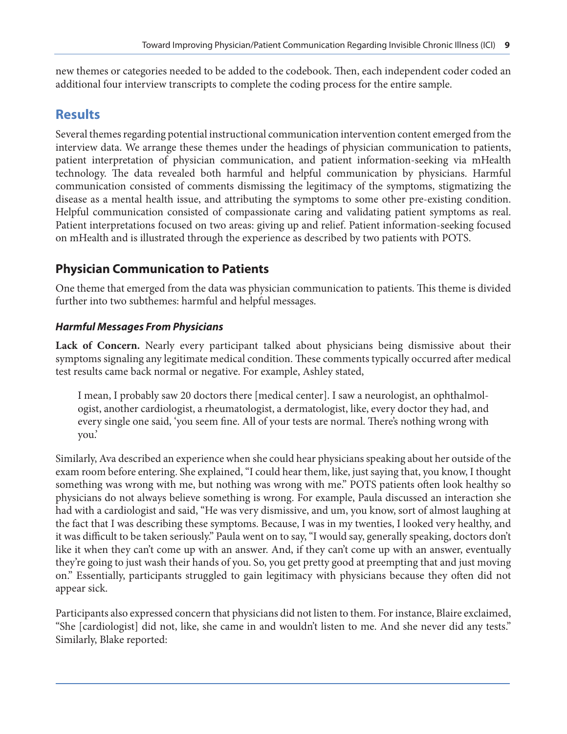new themes or categories needed to be added to the codebook. Then, each independent coder coded an additional four interview transcripts to complete the coding process for the entire sample.

## Results

Several themes regarding potential instructional communication intervention content emerged from the interview data. We arrange these themes under the headings of physician communication to patients, patient interpretation of physician communication, and patient information-seeking via mHealth technology. The data revealed both harmful and helpful communication by physicians. Harmful communication consisted of comments dismissing the legitimacy of the symptoms, stigmatizing the disease as a mental health issue, and attributing the symptoms to some other pre-existing condition. Helpful communication consisted of compassionate caring and validating patient symptoms as real. Patient interpretations focused on two areas: giving up and relief. Patient information-seeking focused on mHealth and is illustrated through the experience as described by two patients with POTS.

## Physician Communication to Patients

One theme that emerged from the data was physician communication to patients. This theme is divided further into two subthemes: harmful and helpful messages.

### *Harmful Messages From Physicians*

**Lack of Concern.** Nearly every participant talked about physicians being dismissive about their symptoms signaling any legitimate medical condition. These comments typically occurred after medical test results came back normal or negative. For example, Ashley stated,

> I mean, I probably saw 20 doctors there [medical center]. I saw a neurologist, an ophthalmologist, another cardiologist, a rheumatologist, a dermatologist, like, every doctor they had, and every single one said, 'you seem fine. All of your tests are normal. There's nothing wrong with you.'

Similarly, Ava described an experience when she could hear physicians speaking about her outside of the exam room before entering. She explained, "I could hear them, like, just saying that, you know, I thought something was wrong with me, but nothing was wrong with me." POTS patients often look healthy so physicians do not always believe something is wrong. For example, Paula discussed an interaction she had with a cardiologist and said, "He was very dismissive, and um, you know, sort of almost laughing at the fact that I was describing these symptoms. Because, I was in my twenties, I looked very healthy, and it was difficult to be taken seriously." Paula went on to say, "I would say, generally speaking, doctors don't like it when they can't come up with an answer. And, if they can't come up with an answer, eventually they're going to just wash their hands of you. So, you get pretty good at preempting that and just moving on." Essentially, participants struggled to gain legitimacy with physicians because they often did not appear sick.

Participants also expressed concern that physicians did not listen to them. For instance, Blaire exclaimed, "She [cardiologist] did not, like, she came in and wouldn't listen to me. And she never did any tests." Similarly, Blake reported: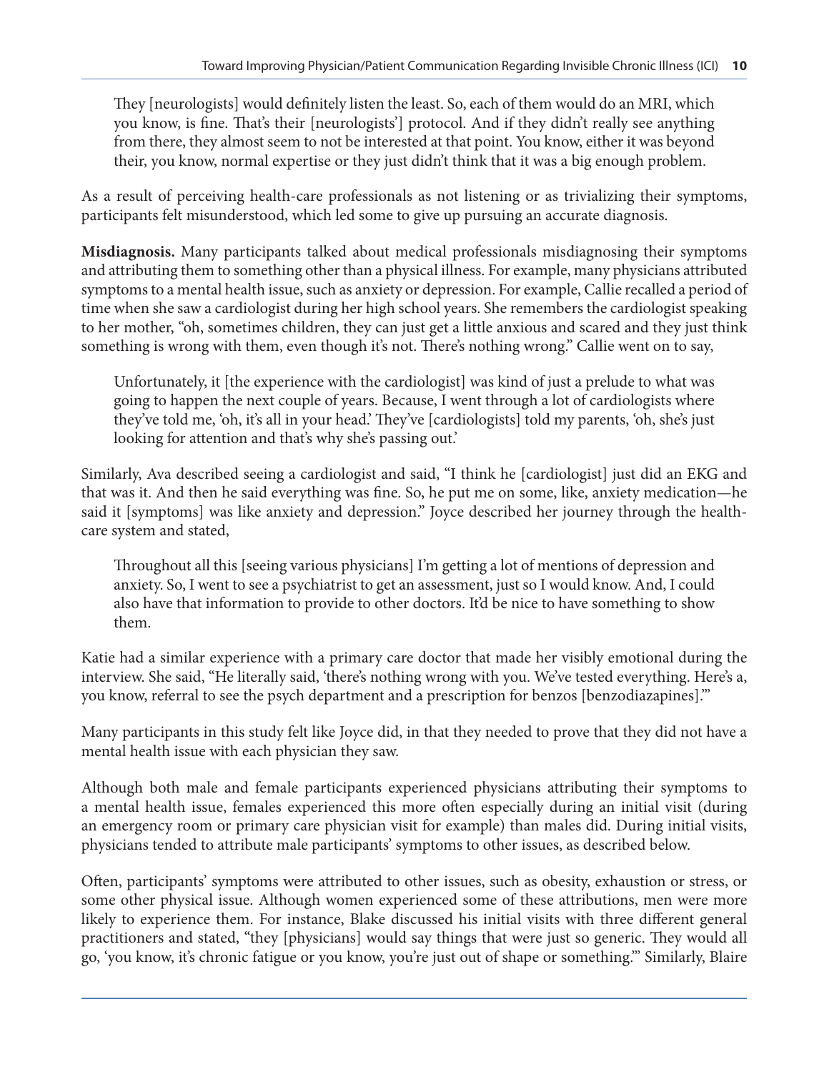> They [neurologists] would definitely listen the least. So, each of them would do an MRI, which you know, is fine. That's their [neurologists'] protocol. And if they didn't really see anything from there, they almost seem to not be interested at that point. You know, either it was beyond their, you know, normal expertise or they just didn't think that it was a big enough problem.

As a result of perceiving health-care professionals as not listening or as trivializing their symptoms, participants felt misunderstood, which led some to give up pursuing an accurate diagnosis.

**Misdiagnosis.** Many participants talked about medical professionals misdiagnosing their symptoms and attributing them to something other than a physical illness. For example, many physicians attributed symptoms to a mental health issue, such as anxiety or depression. For example, Callie recalled a period of time when she saw a cardiologist during her high school years. She remembers the cardiologist speaking to her mother, "oh, sometimes children, they can just get a little anxious and scared and they just think something is wrong with them, even though it's not. There's nothing wrong." Callie went on to say,

> Unfortunately, it [the experience with the cardiologist] was kind of just a prelude to what was going to happen the next couple of years. Because, I went through a lot of cardiologists where they've told me, 'oh, it's all in your head.' They've [cardiologists] told my parents, 'oh, she's just looking for attention and that's why she's passing out.'

Similarly, Ava described seeing a cardiologist and said, "I think he [cardiologist] just did an EKG and that was it. And then he said everything was fine. So, he put me on some, like, anxiety medication—he said it [symptoms] was like anxiety and depression." Joyce described her journey through the health-care system and stated,

> Throughout all this [seeing various physicians] I'm getting a lot of mentions of depression and anxiety. So, I went to see a psychiatrist to get an assessment, just so I would know. And, I could also have that information to provide to other doctors. It'd be nice to have something to show them.

Katie had a similar experience with a primary care doctor that made her visibly emotional during the interview. She said, "He literally said, 'there's nothing wrong with you. We've tested everything. Here's a, you know, referral to see the psych department and a prescription for benzos [benzodiazapines].'"

Many participants in this study felt like Joyce did, in that they needed to prove that they did not have a mental health issue with each physician they saw.

Although both male and female participants experienced physicians attributing their symptoms to a mental health issue, females experienced this more often especially during an initial visit (during an emergency room or primary care physician visit for example) than males did. During initial visits, physicians tended to attribute male participants' symptoms to other issues, as described below.

Often, participants' symptoms were attributed to other issues, such as obesity, exhaustion or stress, or some other physical issue. Although women experienced some of these attributions, men were more likely to experience them. For instance, Blake discussed his initial visits with three different general practitioners and stated, "they [physicians] would say things that were just so generic. They would all go, 'you know, it's chronic fatigue or you know, you're just out of shape or something.'" Similarly, Blaire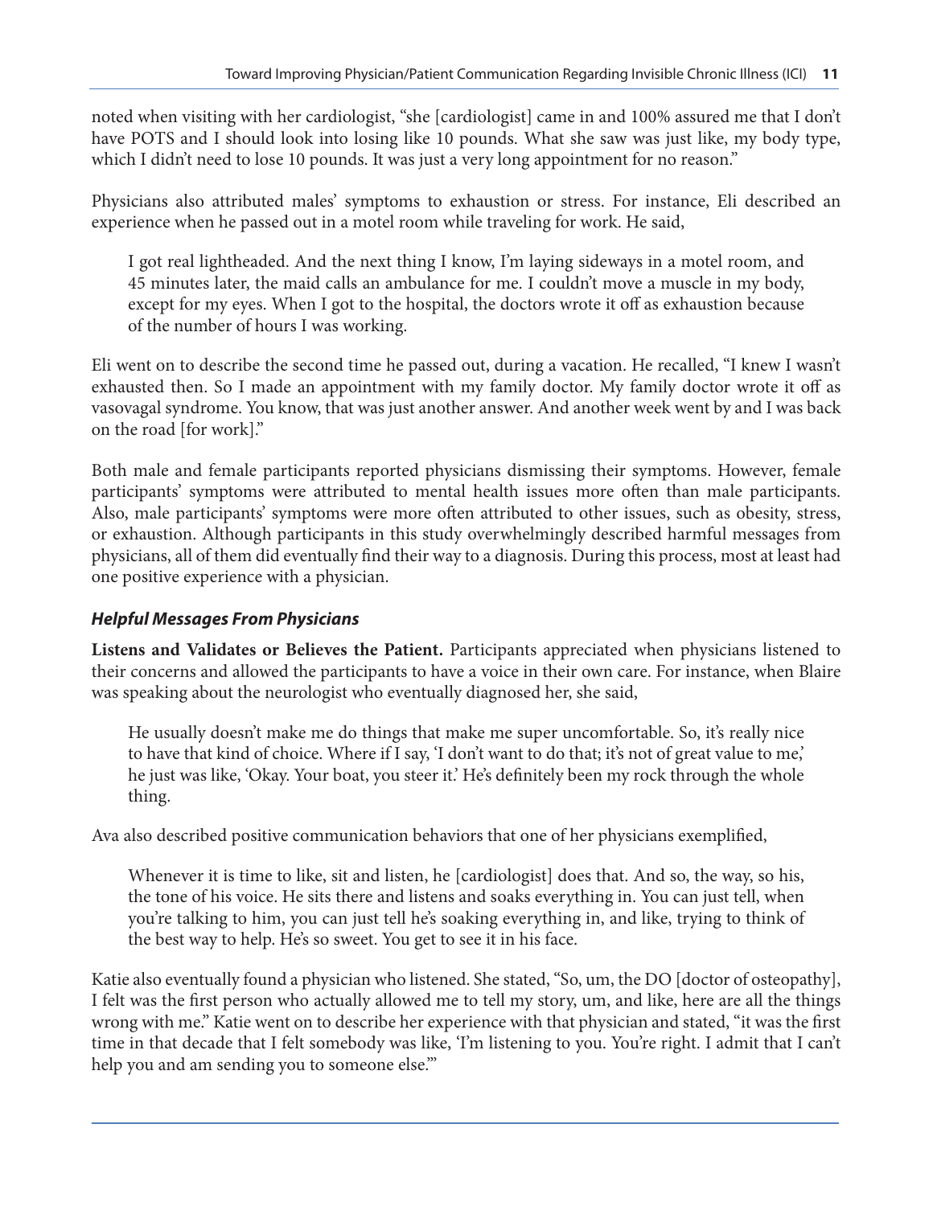noted when visiting with her cardiologist, "she [cardiologist] came in and 100% assured me that I don't have POTS and I should look into losing like 10 pounds. What she saw was just like, my body type, which I didn't need to lose 10 pounds. It was just a very long appointment for no reason."

Physicians also attributed males' symptoms to exhaustion or stress. For instance, Eli described an experience when he passed out in a motel room while traveling for work. He said,

> I got real lightheaded. And the next thing I know, I'm laying sideways in a motel room, and 45 minutes later, the maid calls an ambulance for me. I couldn't move a muscle in my body, except for my eyes. When I got to the hospital, the doctors wrote it off as exhaustion because of the number of hours I was working.

Eli went on to describe the second time he passed out, during a vacation. He recalled, "I knew I wasn't exhausted then. So I made an appointment with my family doctor. My family doctor wrote it off as vasovagal syndrome. You know, that was just another answer. And another week went by and I was back on the road [for work]."

Both male and female participants reported physicians dismissing their symptoms. However, female participants' symptoms were attributed to mental health issues more often than male participants. Also, male participants' symptoms were more often attributed to other issues, such as obesity, stress, or exhaustion. Although participants in this study overwhelmingly described harmful messages from physicians, all of them did eventually find their way to a diagnosis. During this process, most at least had one positive experience with a physician.

### *Helpful Messages From Physicians*

**Listens and Validates or Believes the Patient.** Participants appreciated when physicians listened to their concerns and allowed the participants to have a voice in their own care. For instance, when Blaire was speaking about the neurologist who eventually diagnosed her, she said,

> He usually doesn't make me do things that make me super uncomfortable. So, it's really nice to have that kind of choice. Where if I say, 'I don't want to do that; it's not of great value to me,' he just was like, 'Okay. Your boat, you steer it.' He's definitely been my rock through the whole thing.

Ava also described positive communication behaviors that one of her physicians exemplified,

> Whenever it is time to like, sit and listen, he [cardiologist] does that. And so, the way, so his, the tone of his voice. He sits there and listens and soaks everything in. You can just tell, when you're talking to him, you can just tell he's soaking everything in, and like, trying to think of the best way to help. He's so sweet. You get to see it in his face.

Katie also eventually found a physician who listened. She stated, "So, um, the DO [doctor of osteopathy], I felt was the first person who actually allowed me to tell my story, um, and like, here are all the things wrong with me." Katie went on to describe her experience with that physician and stated, "it was the first time in that decade that I felt somebody was like, 'I'm listening to you. You're right. I admit that I can't help you and am sending you to someone else.'"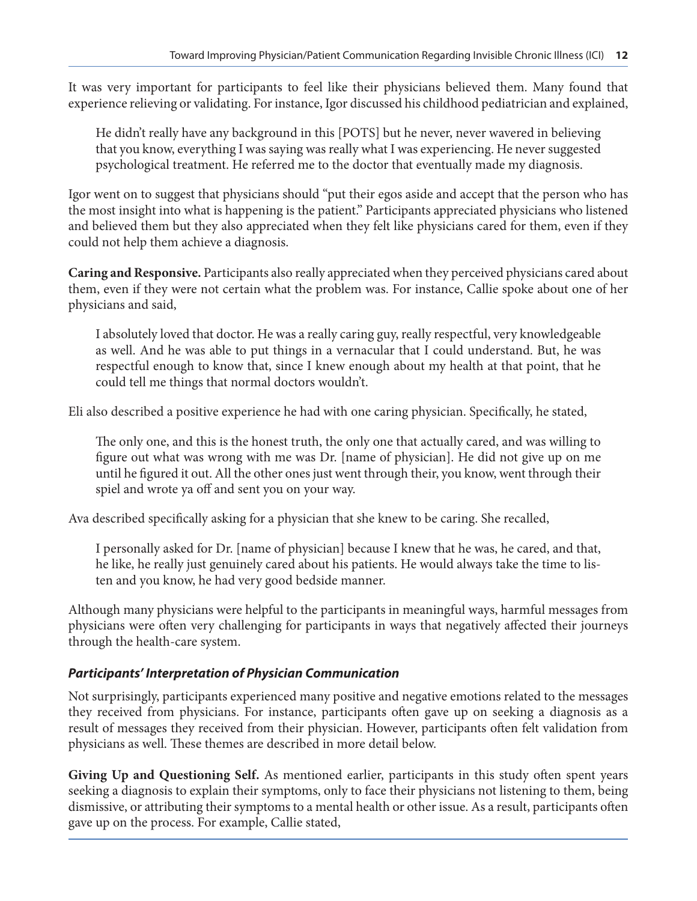It was very important for participants to feel like their physicians believed them. Many found that experience relieving or validating. For instance, Igor discussed his childhood pediatrician and explained,

> He didn't really have any background in this [POTS] but he never, never wavered in believing that you know, everything I was saying was really what I was experiencing. He never suggested psychological treatment. He referred me to the doctor that eventually made my diagnosis.

Igor went on to suggest that physicians should "put their egos aside and accept that the person who has the most insight into what is happening is the patient." Participants appreciated physicians who listened and believed them but they also appreciated when they felt like physicians cared for them, even if they could not help them achieve a diagnosis.

**Caring and Responsive.** Participants also really appreciated when they perceived physicians cared about them, even if they were not certain what the problem was. For instance, Callie spoke about one of her physicians and said,

> I absolutely loved that doctor. He was a really caring guy, really respectful, very knowledgeable as well. And he was able to put things in a vernacular that I could understand. But, he was respectful enough to know that, since I knew enough about my health at that point, that he could tell me things that normal doctors wouldn't.

Eli also described a positive experience he had with one caring physician. Specifically, he stated,

> The only one, and this is the honest truth, the only one that actually cared, and was willing to figure out what was wrong with me was Dr. [name of physician]. He did not give up on me until he figured it out. All the other ones just went through their, you know, went through their spiel and wrote ya off and sent you on your way.

Ava described specifically asking for a physician that she knew to be caring. She recalled,

> I personally asked for Dr. [name of physician] because I knew that he was, he cared, and that, he like, he really just genuinely cared about his patients. He would always take the time to listen and you know, he had very good bedside manner.

Although many physicians were helpful to the participants in meaningful ways, harmful messages from physicians were often very challenging for participants in ways that negatively affected their journeys through the health-care system.

### *Participants' Interpretation of Physician Communication*

Not surprisingly, participants experienced many positive and negative emotions related to the messages they received from physicians. For instance, participants often gave up on seeking a diagnosis as a result of messages they received from their physician. However, participants often felt validation from physicians as well. These themes are described in more detail below.

**Giving Up and Questioning Self.** As mentioned earlier, participants in this study often spent years seeking a diagnosis to explain their symptoms, only to face their physicians not listening to them, being dismissive, or attributing their symptoms to a mental health or other issue. As a result, participants often gave up on the process. For example, Callie stated,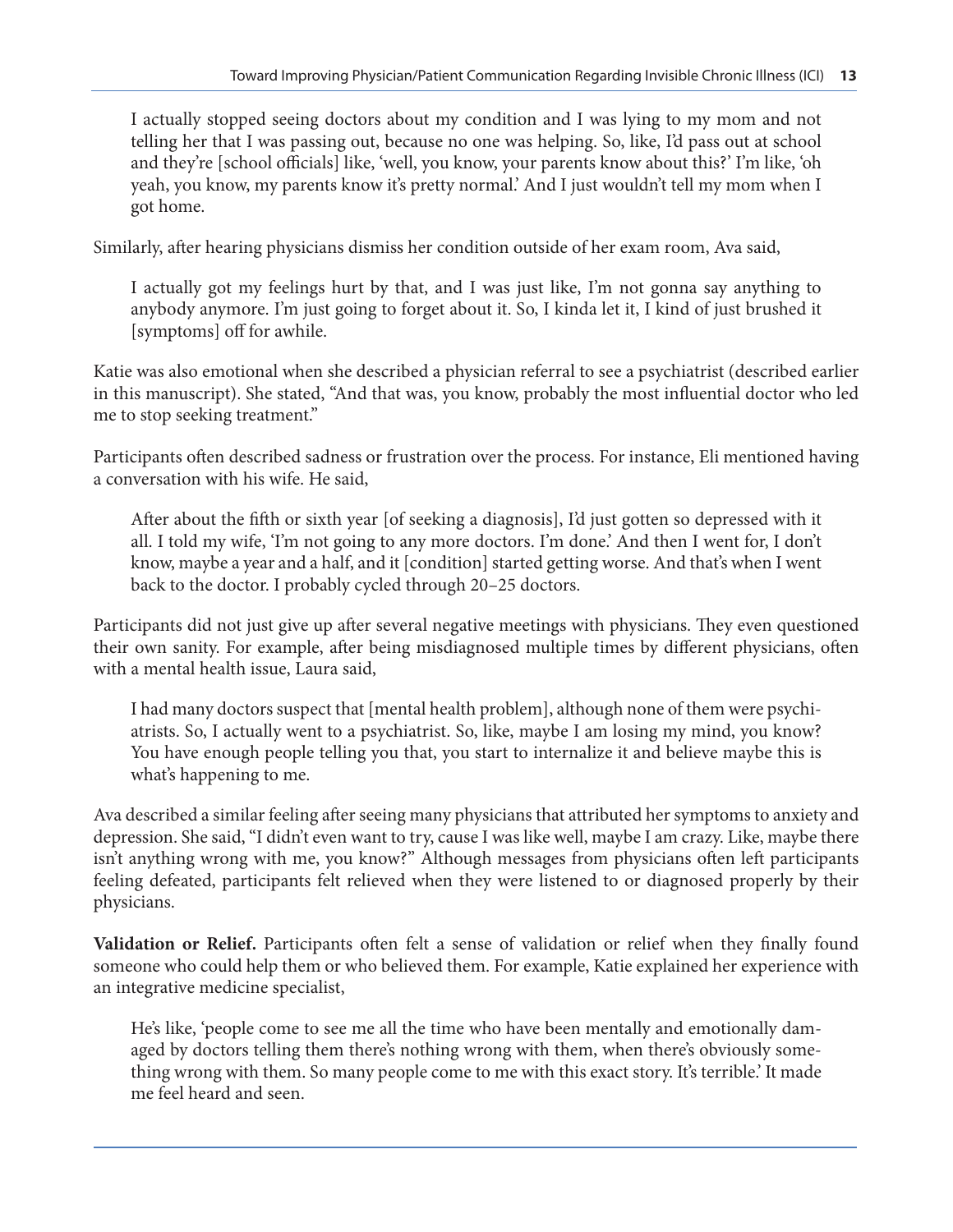> I actually stopped seeing doctors about my condition and I was lying to my mom and not telling her that I was passing out, because no one was helping. So, like, I'd pass out at school and they're [school officials] like, 'well, you know, your parents know about this?' I'm like, 'oh yeah, you know, my parents know it's pretty normal.' And I just wouldn't tell my mom when I got home.

Similarly, after hearing physicians dismiss her condition outside of her exam room, Ava said,

> I actually got my feelings hurt by that, and I was just like, I'm not gonna say anything to anybody anymore. I'm just going to forget about it. So, I kinda let it, I kind of just brushed it [symptoms] off for awhile.

Katie was also emotional when she described a physician referral to see a psychiatrist (described earlier in this manuscript). She stated, "And that was, you know, probably the most influential doctor who led me to stop seeking treatment."

Participants often described sadness or frustration over the process. For instance, Eli mentioned having a conversation with his wife. He said,

> After about the fifth or sixth year [of seeking a diagnosis], I'd just gotten so depressed with it all. I told my wife, 'I'm not going to any more doctors. I'm done.' And then I went for, I don't know, maybe a year and a half, and it [condition] started getting worse. And that's when I went back to the doctor. I probably cycled through 20–25 doctors.

Participants did not just give up after several negative meetings with physicians. They even questioned their own sanity. For example, after being misdiagnosed multiple times by different physicians, often with a mental health issue, Laura said,

> I had many doctors suspect that [mental health problem], although none of them were psychiatrists. So, I actually went to a psychiatrist. So, like, maybe I am losing my mind, you know? You have enough people telling you that, you start to internalize it and believe maybe this is what's happening to me.

Ava described a similar feeling after seeing many physicians that attributed her symptoms to anxiety and depression. She said, "I didn't even want to try, cause I was like well, maybe I am crazy. Like, maybe there isn't anything wrong with me, you know?" Although messages from physicians often left participants feeling defeated, participants felt relieved when they were listened to or diagnosed properly by their physicians.

**Validation or Relief.** Participants often felt a sense of validation or relief when they finally found someone who could help them or who believed them. For example, Katie explained her experience with an integrative medicine specialist,

> He's like, 'people come to see me all the time who have been mentally and emotionally damaged by doctors telling them there's nothing wrong with them, when there's obviously something wrong with them. So many people come to me with this exact story. It's terrible.' It made me feel heard and seen.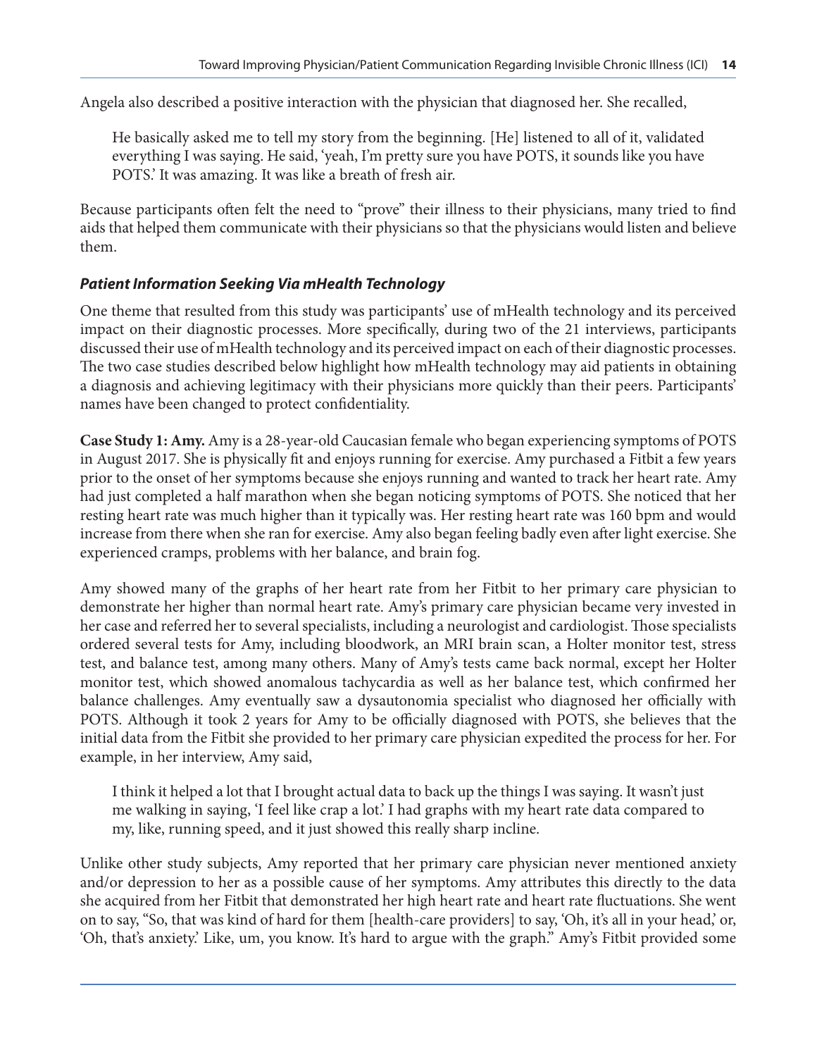Angela also described a positive interaction with the physician that diagnosed her. She recalled,

> He basically asked me to tell my story from the beginning. [He] listened to all of it, validated everything I was saying. He said, 'yeah, I'm pretty sure you have POTS, it sounds like you have POTS.' It was amazing. It was like a breath of fresh air.

Because participants often felt the need to "prove" their illness to their physicians, many tried to find aids that helped them communicate with their physicians so that the physicians would listen and believe them.

### *Patient Information Seeking Via mHealth Technology*

One theme that resulted from this study was participants' use of mHealth technology and its perceived impact on their diagnostic processes. More specifically, during two of the 21 interviews, participants discussed their use of mHealth technology and its perceived impact on each of their diagnostic processes. The two case studies described below highlight how mHealth technology may aid patients in obtaining a diagnosis and achieving legitimacy with their physicians more quickly than their peers. Participants' names have been changed to protect confidentiality.

**Case Study 1: Amy.** Amy is a 28-year-old Caucasian female who began experiencing symptoms of POTS in August 2017. She is physically fit and enjoys running for exercise. Amy purchased a Fitbit a few years prior to the onset of her symptoms because she enjoys running and wanted to track her heart rate. Amy had just completed a half marathon when she began noticing symptoms of POTS. She noticed that her resting heart rate was much higher than it typically was. Her resting heart rate was 160 bpm and would increase from there when she ran for exercise. Amy also began feeling badly even after light exercise. She experienced cramps, problems with her balance, and brain fog.

Amy showed many of the graphs of her heart rate from her Fitbit to her primary care physician to demonstrate her higher than normal heart rate. Amy's primary care physician became very invested in her case and referred her to several specialists, including a neurologist and cardiologist. Those specialists ordered several tests for Amy, including bloodwork, an MRI brain scan, a Holter monitor test, stress test, and balance test, among many others. Many of Amy's tests came back normal, except her Holter monitor test, which showed anomalous tachycardia as well as her balance test, which confirmed her balance challenges. Amy eventually saw a dysautonomia specialist who diagnosed her officially with POTS. Although it took 2 years for Amy to be officially diagnosed with POTS, she believes that the initial data from the Fitbit she provided to her primary care physician expedited the process for her. For example, in her interview, Amy said,

> I think it helped a lot that I brought actual data to back up the things I was saying. It wasn't just me walking in saying, 'I feel like crap a lot.' I had graphs with my heart rate data compared to my, like, running speed, and it just showed this really sharp incline.

Unlike other study subjects, Amy reported that her primary care physician never mentioned anxiety and/or depression to her as a possible cause of her symptoms. Amy attributes this directly to the data she acquired from her Fitbit that demonstrated her high heart rate and heart rate fluctuations. She went on to say, "So, that was kind of hard for them [health-care providers] to say, 'Oh, it's all in your head,' or, 'Oh, that's anxiety.' Like, um, you know. It's hard to argue with the graph." Amy's Fitbit provided some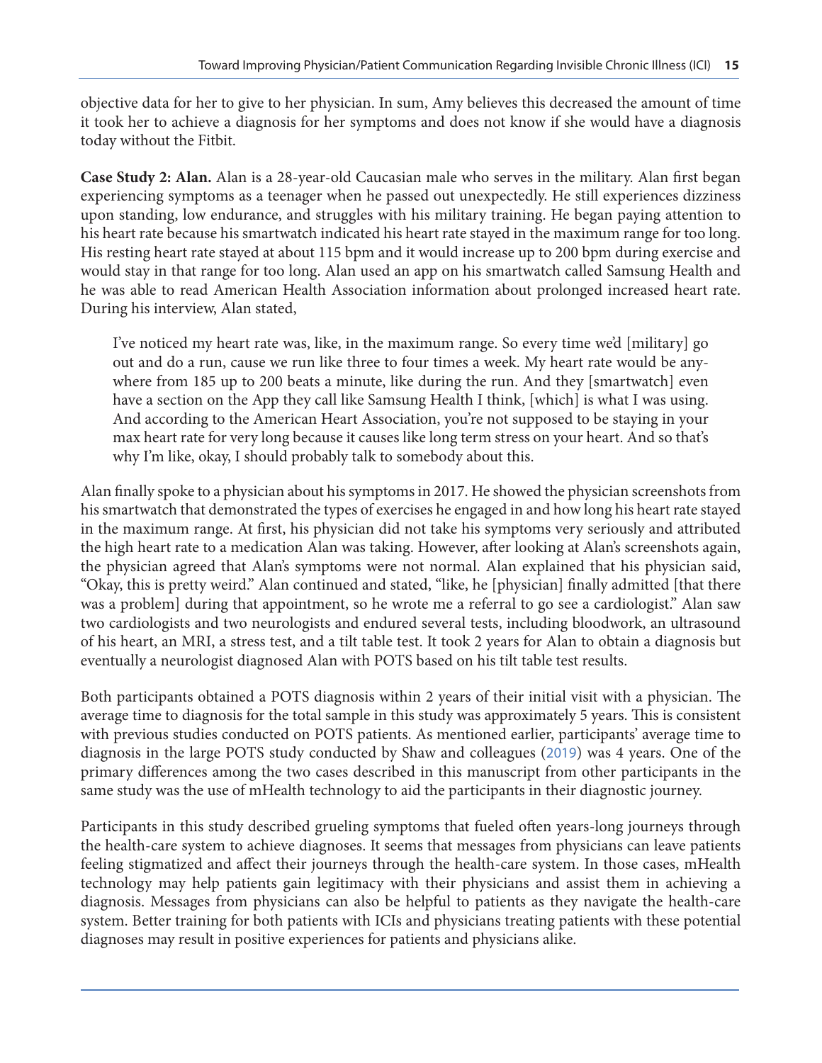objective data for her to give to her physician. In sum, Amy believes this decreased the amount of time it took her to achieve a diagnosis for her symptoms and does not know if she would have a diagnosis today without the Fitbit.

**Case Study 2: Alan.** Alan is a 28-year-old Caucasian male who serves in the military. Alan first began experiencing symptoms as a teenager when he passed out unexpectedly. He still experiences dizziness upon standing, low endurance, and struggles with his military training. He began paying attention to his heart rate because his smartwatch indicated his heart rate stayed in the maximum range for too long. His resting heart rate stayed at about 115 bpm and it would increase up to 200 bpm during exercise and would stay in that range for too long. Alan used an app on his smartwatch called Samsung Health and he was able to read American Health Association information about prolonged increased heart rate. During his interview, Alan stated,

> I've noticed my heart rate was, like, in the maximum range. So every time we'd [military] go out and do a run, cause we run like three to four times a week. My heart rate would be anywhere from 185 up to 200 beats a minute, like during the run. And they [smartwatch] even have a section on the App they call like Samsung Health I think, [which] is what I was using. And according to the American Heart Association, you're not supposed to be staying in your max heart rate for very long because it causes like long term stress on your heart. And so that's why I'm like, okay, I should probably talk to somebody about this.

Alan finally spoke to a physician about his symptoms in 2017. He showed the physician screenshots from his smartwatch that demonstrated the types of exercises he engaged in and how long his heart rate stayed in the maximum range. At first, his physician did not take his symptoms very seriously and attributed the high heart rate to a medication Alan was taking. However, after looking at Alan's screenshots again, the physician agreed that Alan's symptoms were not normal. Alan explained that his physician said, "Okay, this is pretty weird." Alan continued and stated, "like, he [physician] finally admitted [that there was a problem] during that appointment, so he wrote me a referral to go see a cardiologist." Alan saw two cardiologists and two neurologists and endured several tests, including bloodwork, an ultrasound of his heart, an MRI, a stress test, and a tilt table test. It took 2 years for Alan to obtain a diagnosis but eventually a neurologist diagnosed Alan with POTS based on his tilt table test results.

Both participants obtained a POTS diagnosis within 2 years of their initial visit with a physician. The average time to diagnosis for the total sample in this study was approximately 5 years. This is consistent with previous studies conducted on POTS patients. As mentioned earlier, participants' average time to diagnosis in the large POTS study conducted by Shaw and colleagues (2019) was 4 years. One of the primary differences among the two cases described in this manuscript from other participants in the same study was the use of mHealth technology to aid the participants in their diagnostic journey.

Participants in this study described grueling symptoms that fueled often years-long journeys through the health-care system to achieve diagnoses. It seems that messages from physicians can leave patients feeling stigmatized and affect their journeys through the health-care system. In those cases, mHealth technology may help patients gain legitimacy with their physicians and assist them in achieving a diagnosis. Messages from physicians can also be helpful to patients as they navigate the health-care system. Better training for both patients with ICIs and physicians treating patients with these potential diagnoses may result in positive experiences for patients and physicians alike.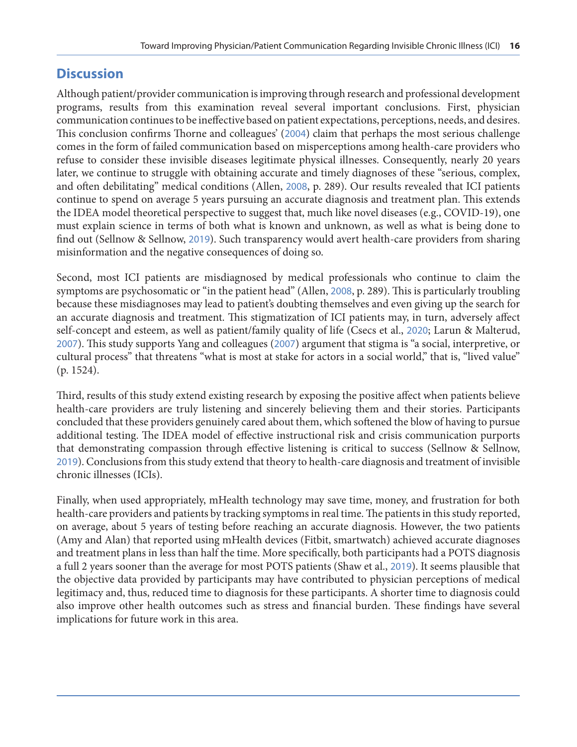## Discussion

Although patient/provider communication is improving through research and professional development programs, results from this examination reveal several important conclusions. First, physician communication continues to be ineffective based on patient expectations, perceptions, needs, and desires. This conclusion confirms Thorne and colleagues' (2004) claim that perhaps the most serious challenge comes in the form of failed communication based on misperceptions among health-care providers who refuse to consider these invisible diseases legitimate physical illnesses. Consequently, nearly 20 years later, we continue to struggle with obtaining accurate and timely diagnoses of these "serious, complex, and often debilitating" medical conditions (Allen, 2008, p. 289). Our results revealed that ICI patients continue to spend on average 5 years pursuing an accurate diagnosis and treatment plan. This extends the IDEA model theoretical perspective to suggest that, much like novel diseases (e.g., COVID-19), one must explain science in terms of both what is known and unknown, as well as what is being done to find out (Sellnow & Sellnow, 2019). Such transparency would avert health-care providers from sharing misinformation and the negative consequences of doing so.

Second, most ICI patients are misdiagnosed by medical professionals who continue to claim the symptoms are psychosomatic or "in the patient head" (Allen, 2008, p. 289). This is particularly troubling because these misdiagnoses may lead to patient's doubting themselves and even giving up the search for an accurate diagnosis and treatment. This stigmatization of ICI patients may, in turn, adversely affect self-concept and esteem, as well as patient/family quality of life (Csecs et al., 2020; Larun & Malterud, 2007). This study supports Yang and colleagues (2007) argument that stigma is "a social, interpretive, or cultural process" that threatens "what is most at stake for actors in a social world," that is, "lived value" (p. 1524).

Third, results of this study extend existing research by exposing the positive affect when patients believe health-care providers are truly listening and sincerely believing them and their stories. Participants concluded that these providers genuinely cared about them, which softened the blow of having to pursue additional testing. The IDEA model of effective instructional risk and crisis communication purports that demonstrating compassion through effective listening is critical to success (Sellnow & Sellnow, 2019). Conclusions from this study extend that theory to health-care diagnosis and treatment of invisible chronic illnesses (ICIs).

Finally, when used appropriately, mHealth technology may save time, money, and frustration for both health-care providers and patients by tracking symptoms in real time. The patients in this study reported, on average, about 5 years of testing before reaching an accurate diagnosis. However, the two patients (Amy and Alan) that reported using mHealth devices (Fitbit, smartwatch) achieved accurate diagnoses and treatment plans in less than half the time. More specifically, both participants had a POTS diagnosis a full 2 years sooner than the average for most POTS patients (Shaw et al., 2019). It seems plausible that the objective data provided by participants may have contributed to physician perceptions of medical legitimacy and, thus, reduced time to diagnosis for these participants. A shorter time to diagnosis could also improve other health outcomes such as stress and financial burden. These findings have several implications for future work in this area.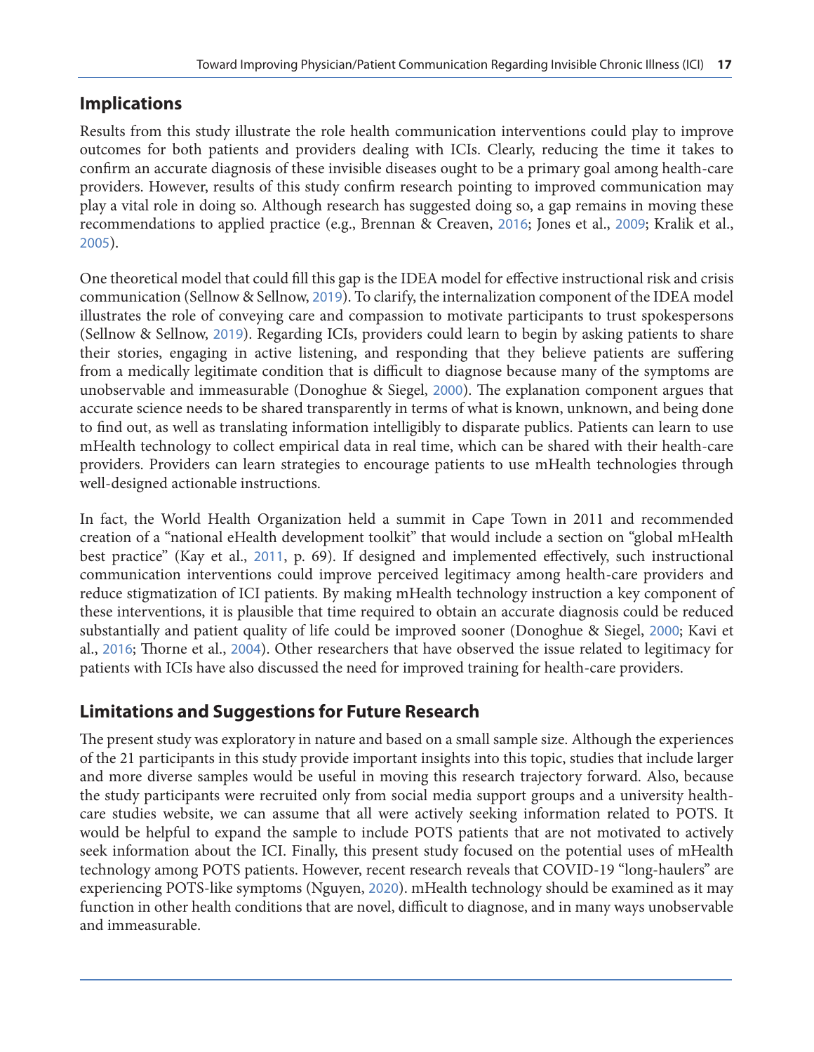## Implications

Results from this study illustrate the role health communication interventions could play to improve outcomes for both patients and providers dealing with ICIs. Clearly, reducing the time it takes to confirm an accurate diagnosis of these invisible diseases ought to be a primary goal among health-care providers. However, results of this study confirm research pointing to improved communication may play a vital role in doing so. Although research has suggested doing so, a gap remains in moving these recommendations to applied practice (e.g., Brennan & Creaven, 2016; Jones et al., 2009; Kralik et al., 2005).

One theoretical model that could fill this gap is the IDEA model for effective instructional risk and crisis communication (Sellnow & Sellnow, 2019). To clarify, the internalization component of the IDEA model illustrates the role of conveying care and compassion to motivate participants to trust spokespersons (Sellnow & Sellnow, 2019). Regarding ICIs, providers could learn to begin by asking patients to share their stories, engaging in active listening, and responding that they believe patients are suffering from a medically legitimate condition that is difficult to diagnose because many of the symptoms are unobservable and immeasurable (Donoghue & Siegel, 2000). The explanation component argues that accurate science needs to be shared transparently in terms of what is known, unknown, and being done to find out, as well as translating information intelligibly to disparate publics. Patients can learn to use mHealth technology to collect empirical data in real time, which can be shared with their health-care providers. Providers can learn strategies to encourage patients to use mHealth technologies through well-designed actionable instructions.

In fact, the World Health Organization held a summit in Cape Town in 2011 and recommended creation of a "national eHealth development toolkit" that would include a section on "global mHealth best practice" (Kay et al., 2011, p. 69). If designed and implemented effectively, such instructional communication interventions could improve perceived legitimacy among health-care providers and reduce stigmatization of ICI patients. By making mHealth technology instruction a key component of these interventions, it is plausible that time required to obtain an accurate diagnosis could be reduced substantially and patient quality of life could be improved sooner (Donoghue & Siegel, 2000; Kavi et al., 2016; Thorne et al., 2004). Other researchers that have observed the issue related to legitimacy for patients with ICIs have also discussed the need for improved training for health-care providers.

## Limitations and Suggestions for Future Research

The present study was exploratory in nature and based on a small sample size. Although the experiences of the 21 participants in this study provide important insights into this topic, studies that include larger and more diverse samples would be useful in moving this research trajectory forward. Also, because the study participants were recruited only from social media support groups and a university health-care studies website, we can assume that all were actively seeking information related to POTS. It would be helpful to expand the sample to include POTS patients that are not motivated to actively seek information about the ICI. Finally, this present study focused on the potential uses of mHealth technology among POTS patients. However, recent research reveals that COVID-19 "long-haulers" are experiencing POTS-like symptoms (Nguyen, 2020). mHealth technology should be examined as it may function in other health conditions that are novel, difficult to diagnose, and in many ways unobservable and immeasurable.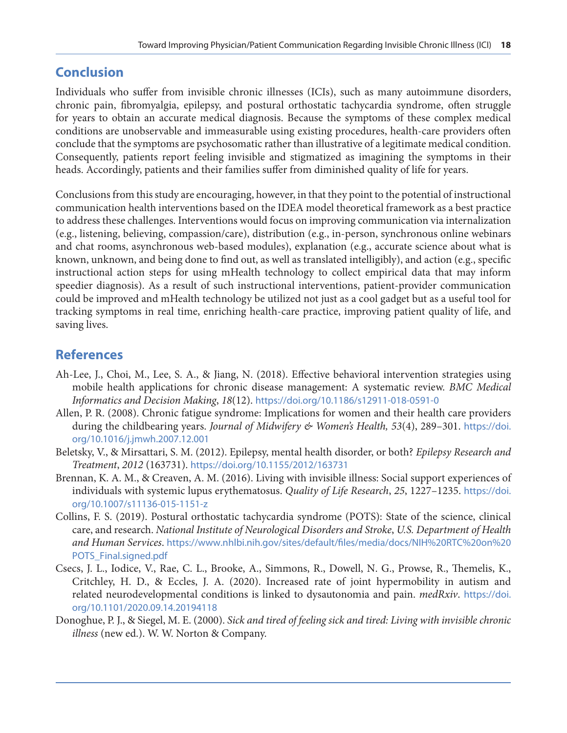## Conclusion

Individuals who suffer from invisible chronic illnesses (ICIs), such as many autoimmune disorders, chronic pain, fibromyalgia, epilepsy, and postural orthostatic tachycardia syndrome, often struggle for years to obtain an accurate medical diagnosis. Because the symptoms of these complex medical conditions are unobservable and immeasurable using existing procedures, health-care providers often conclude that the symptoms are psychosomatic rather than illustrative of a legitimate medical condition. Consequently, patients report feeling invisible and stigmatized as imagining the symptoms in their heads. Accordingly, patients and their families suffer from diminished quality of life for years.

Conclusions from this study are encouraging, however, in that they point to the potential of instructional communication health interventions based on the IDEA model theoretical framework as a best practice to address these challenges. Interventions would focus on improving communication via internalization (e.g., listening, believing, compassion/care), distribution (e.g., in-person, synchronous online webinars and chat rooms, asynchronous web-based modules), explanation (e.g., accurate science about what is known, unknown, and being done to find out, as well as translated intelligibly), and action (e.g., specific instructional action steps for using mHealth technology to collect empirical data that may inform speedier diagnosis). As a result of such instructional interventions, patient-provider communication could be improved and mHealth technology be utilized not just as a cool gadget but as a useful tool for tracking symptoms in real time, enriching health-care practice, improving patient quality of life, and saving lives.

## References

Ah-Lee, J., Choi, M., Lee, S. A., & Jiang, N. (2018). Effective behavioral intervention strategies using mobile health applications for chronic disease management: A systematic review. *BMC Medical Informatics and Decision Making*, *18*(12). https://doi.org/10.1186/s12911-018-0591-0

Allen, P. R. (2008). Chronic fatigue syndrome: Implications for women and their health care providers during the childbearing years. *Journal of Midwifery & Women's Health, 53*(4), 289–301. https://doi.org/10.1016/j.jmwh.2007.12.001

Beletsky, V., & Mirsattari, S. M. (2012). Epilepsy, mental health disorder, or both? *Epilepsy Research and Treatment*, *2012* (163731). https://doi.org/10.1155/2012/163731

Brennan, K. A. M., & Creaven, A. M. (2016). Living with invisible illness: Social support experiences of individuals with systemic lupus erythematosus. *Quality of Life Research*, *25*, 1227–1235. https://doi.org/10.1007/s11136-015-1151-z

Collins, F. S. (2019). Postural orthostatic tachycardia syndrome (POTS): State of the science, clinical care, and research. *National Institute of Neurological Disorders and Stroke*, *U.S. Department of Health and Human Services*. https://www.nhlbi.nih.gov/sites/default/files/media/docs/NIH%20RTC%20on%20POTS_Final.signed.pdf

Csecs, J. L., Iodice, V., Rae, C. L., Brooke, A., Simmons, R., Dowell, N. G., Prowse, R., Themelis, K., Critchley, H. D., & Eccles, J. A. (2020). Increased rate of joint hypermobility in autism and related neurodevelopmental conditions is linked to dysautonomia and pain. *medRxiv*. https://doi.org/10.1101/2020.09.14.20194118

Donoghue, P. J., & Siegel, M. E. (2000). *Sick and tired of feeling sick and tired: Living with invisible chronic illness* (new ed.). W. W. Norton & Company.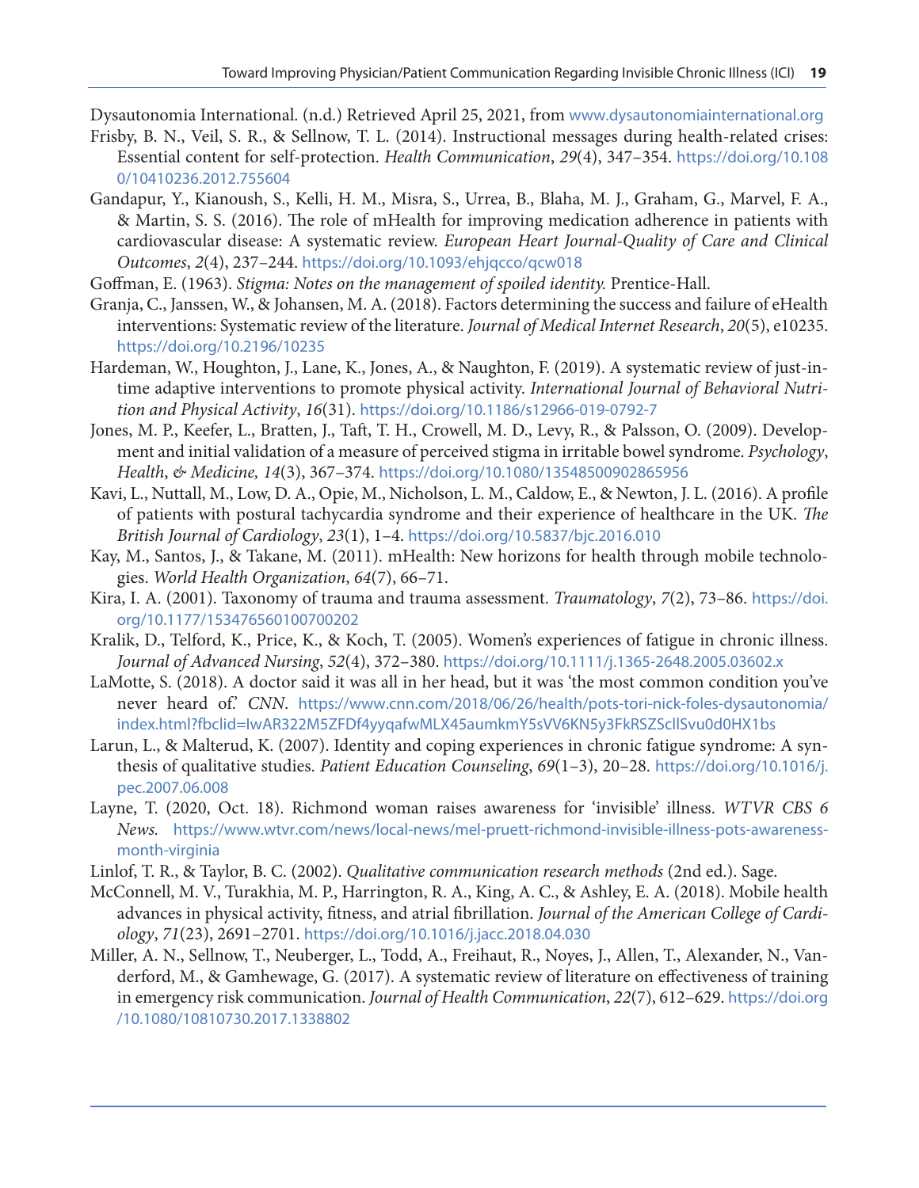Dysautonomia International. (n.d.) Retrieved April 25, 2021, from www.dysautonomiainternational.org

Frisby, B. N., Veil, S. R., & Sellnow, T. L. (2014). Instructional messages during health-related crises: Essential content for self-protection. *Health Communication*, *29*(4), 347–354. https://doi.org/10.1080/10410236.2012.755604

Gandapur, Y., Kianoush, S., Kelli, H. M., Misra, S., Urrea, B., Blaha, M. J., Graham, G., Marvel, F. A., & Martin, S. S. (2016). The role of mHealth for improving medication adherence in patients with cardiovascular disease: A systematic review. *European Heart Journal-Quality of Care and Clinical Outcomes*, *2*(4), 237–244. https://doi.org/10.1093/ehjqcco/qcw018

Goffman, E. (1963). *Stigma: Notes on the management of spoiled identity.* Prentice-Hall.

Granja, C., Janssen, W., & Johansen, M. A. (2018). Factors determining the success and failure of eHealth interventions: Systematic review of the literature. *Journal of Medical Internet Research*, *20*(5), e10235. https://doi.org/10.2196/10235

Hardeman, W., Houghton, J., Lane, K., Jones, A., & Naughton, F. (2019). A systematic review of just-in-time adaptive interventions to promote physical activity. *International Journal of Behavioral Nutrition and Physical Activity*, *16*(31). https://doi.org/10.1186/s12966-019-0792-7

Jones, M. P., Keefer, L., Bratten, J., Taft, T. H., Crowell, M. D., Levy, R., & Palsson, O. (2009). Development and initial validation of a measure of perceived stigma in irritable bowel syndrome. *Psychology, Health, & Medicine, 14*(3), 367–374. https://doi.org/10.1080/13548500902865956

Kavi, L., Nuttall, M., Low, D. A., Opie, M., Nicholson, L. M., Caldow, E., & Newton, J. L. (2016). A profile of patients with postural tachycardia syndrome and their experience of healthcare in the UK. *The British Journal of Cardiology*, *23*(1), 1–4. https://doi.org/10.5837/bjc.2016.010

Kay, M., Santos, J., & Takane, M. (2011). mHealth: New horizons for health through mobile technologies. *World Health Organization*, *64*(7), 66–71.

Kira, I. A. (2001). Taxonomy of trauma and trauma assessment. *Traumatology*, *7*(2), 73–86. https://doi.org/10.1177/153476560100700202

Kralik, D., Telford, K., Price, K., & Koch, T. (2005). Women's experiences of fatigue in chronic illness. *Journal of Advanced Nursing*, *52*(4), 372–380. https://doi.org/10.1111/j.1365-2648.2005.03602.x

LaMotte, S. (2018). A doctor said it was all in her head, but it was 'the most common condition you've never heard of.' *CNN*. https://www.cnn.com/2018/06/26/health/pots-tori-nick-foles-dysautonomia/index.html?fbclid=IwAR322M5ZFDf4yyqafwMLX45aumkmY5sVV6KN5y3FkRSZScllSvu0d0HX1bs

Larun, L., & Malterud, K. (2007). Identity and coping experiences in chronic fatigue syndrome: A synthesis of qualitative studies. *Patient Education Counseling*, *69*(1–3), 20–28. https://doi.org/10.1016/j.pec.2007.06.008

Layne, T. (2020, Oct. 18). Richmond woman raises awareness for 'invisible' illness. *WTVR CBS 6 News.* https://www.wtvr.com/news/local-news/mel-pruett-richmond-invisible-illness-pots-awareness-month-virginia

Linlof, T. R., & Taylor, B. C. (2002). *Qualitative communication research methods* (2nd ed.). Sage.

McConnell, M. V., Turakhia, M. P., Harrington, R. A., King, A. C., & Ashley, E. A. (2018). Mobile health advances in physical activity, fitness, and atrial fibrillation. *Journal of the American College of Cardiology*, *71*(23), 2691–2701. https://doi.org/10.1016/j.jacc.2018.04.030

Miller, A. N., Sellnow, T., Neuberger, L., Todd, A., Freihaut, R., Noyes, J., Allen, T., Alexander, N., Vanderford, M., & Gamhewage, G. (2017). A systematic review of literature on effectiveness of training in emergency risk communication. *Journal of Health Communication*, *22*(7), 612–629. https://doi.org/10.1080/10810730.2017.1338802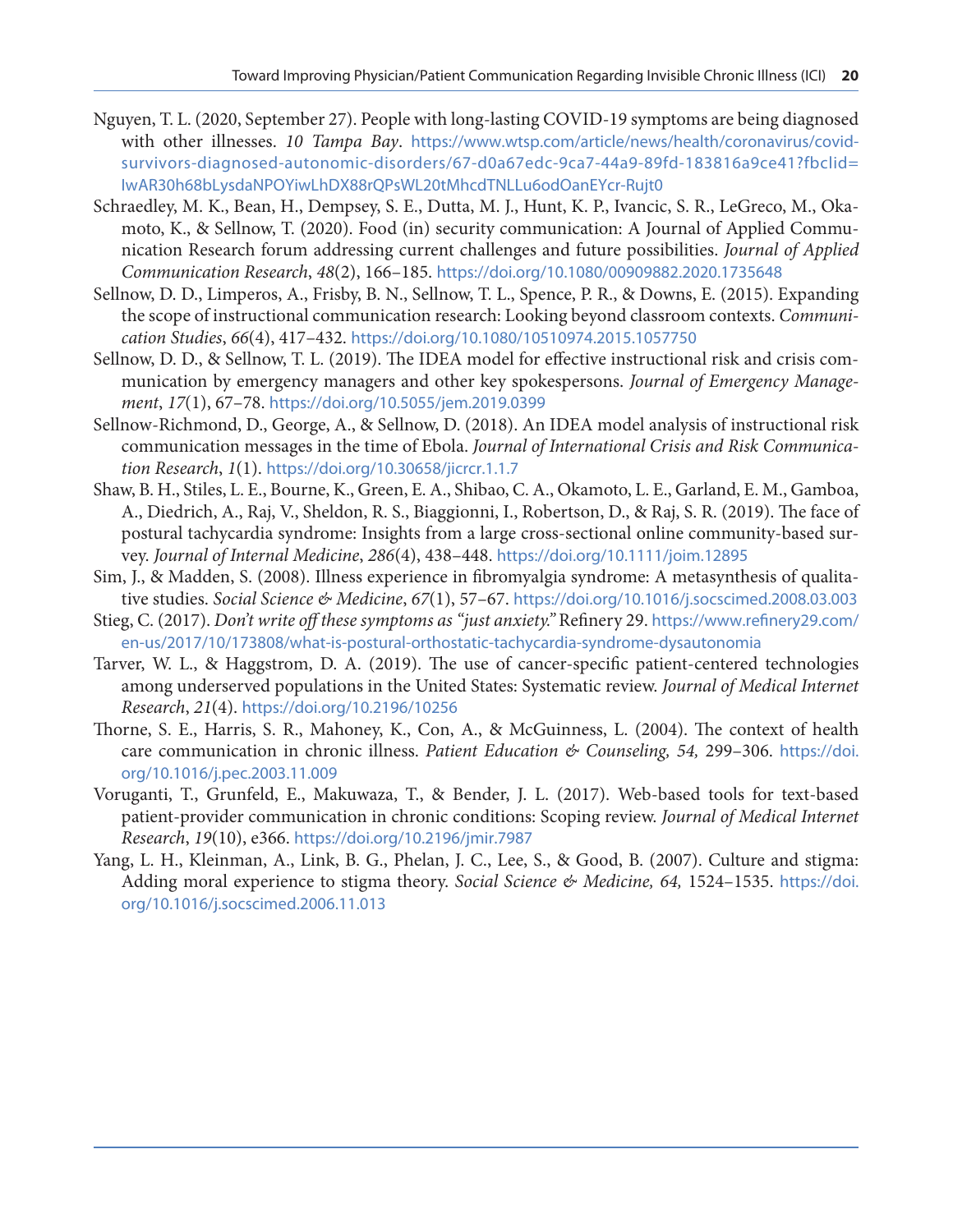Nguyen, T. L. (2020, September 27). People with long-lasting COVID-19 symptoms are being diagnosed with other illnesses. *10 Tampa Bay*. https://www.wtsp.com/article/news/health/coronavirus/covid-survivors-diagnosed-autonomic-disorders/67-d0a67edc-9ca7-44a9-89fd-183816a9ce41?fbclid=IwAR30h68bLysdaNPOYiwLhDX88rQPsWL20tMhcdTNLLu6odOanEYcr-Rujt0

Schraedley, M. K., Bean, H., Dempsey, S. E., Dutta, M. J., Hunt, K. P., Ivancic, S. R., LeGreco, M., Okamoto, K., & Sellnow, T. (2020). Food (in) security communication: A Journal of Applied Communication Research forum addressing current challenges and future possibilities. *Journal of Applied Communication Research*, *48*(2), 166–185. https://doi.org/10.1080/00909882.2020.1735648

Sellnow, D. D., Limperos, A., Frisby, B. N., Sellnow, T. L., Spence, P. R., & Downs, E. (2015). Expanding the scope of instructional communication research: Looking beyond classroom contexts. *Communication Studies*, *66*(4), 417–432. https://doi.org/10.1080/10510974.2015.1057750

Sellnow, D. D., & Sellnow, T. L. (2019). The IDEA model for effective instructional risk and crisis communication by emergency managers and other key spokespersons. *Journal of Emergency Management*, *17*(1), 67–78. https://doi.org/10.5055/jem.2019.0399

Sellnow-Richmond, D., George, A., & Sellnow, D. (2018). An IDEA model analysis of instructional risk communication messages in the time of Ebola. *Journal of International Crisis and Risk Communication Research*, *1*(1). https://doi.org/10.30658/jicrcr.1.1.7

Shaw, B. H., Stiles, L. E., Bourne, K., Green, E. A., Shibao, C. A., Okamoto, L. E., Garland, E. M., Gamboa, A., Diedrich, A., Raj, V., Sheldon, R. S., Biaggionni, I., Robertson, D., & Raj, S. R. (2019). The face of postural tachycardia syndrome: Insights from a large cross-sectional online community-based survey. *Journal of Internal Medicine*, *286*(4), 438–448. https://doi.org/10.1111/joim.12895

Sim, J., & Madden, S. (2008). Illness experience in fibromyalgia syndrome: A metasynthesis of qualitative studies. *Social Science & Medicine*, *67*(1), 57–67. https://doi.org/10.1016/j.socscimed.2008.03.003

Stieg, C. (2017). *Don't write off these symptoms as "just anxiety."* Refinery 29. https://www.refinery29.com/en-us/2017/10/173808/what-is-postural-orthostatic-tachycardia-syndrome-dysautonomia

Tarver, W. L., & Haggstrom, D. A. (2019). The use of cancer-specific patient-centered technologies among underserved populations in the United States: Systematic review. *Journal of Medical Internet Research*, *21*(4). https://doi.org/10.2196/10256

Thorne, S. E., Harris, S. R., Mahoney, K., Con, A., & McGuinness, L. (2004). The context of health care communication in chronic illness. *Patient Education & Counseling, 54,* 299–306. https://doi.org/10.1016/j.pec.2003.11.009

Voruganti, T., Grunfeld, E., Makuwaza, T., & Bender, J. L. (2017). Web-based tools for text-based patient-provider communication in chronic conditions: Scoping review. *Journal of Medical Internet Research*, *19*(10), e366. https://doi.org/10.2196/jmir.7987

Yang, L. H., Kleinman, A., Link, B. G., Phelan, J. C., Lee, S., & Good, B. (2007). Culture and stigma: Adding moral experience to stigma theory. *Social Science & Medicine, 64,* 1524–1535. https://doi.org/10.1016/j.socscimed.2006.11.013